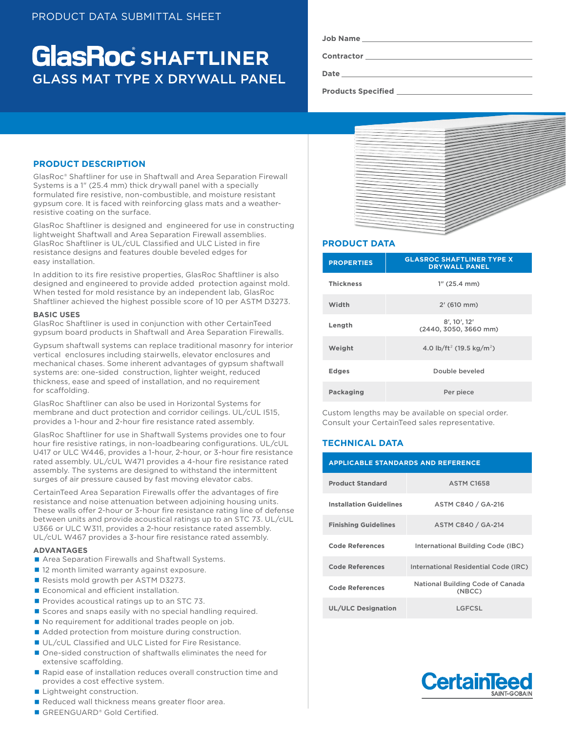PRODUCT DATA SUBMITTAL SHEET

# GlasRoc® SHAFTLINER

## GLASS MAT TYPE X DRYWALL PANEL

**Job Name** ______________________

**Contractor** ______________________

**Date** ______________________

**Products Specified** ______________________

## PRODUCT DESCRIPTION

GlasRoc® Shaftliner for use in Shaftwall and Area Separation Firewall Systems is a 1" (25.4 mm) thick drywall panel with a specially formulated fire resistive, non-combustible, and moisture resistant gypsum core. It is faced with reinforcing glass mats and a weather-resistive coating on the surface.

GlasRoc Shaftliner is designed and engineered for use in constructing lightweight Shaftwall and Area Separation Firewall assemblies. GlasRoc Shaftliner is UL/cUL Classified and ULC Listed in fire resistance designs and features double beveled edges for easy installation.

In addition to its fire resistive properties, GlasRoc Shaftliner is also designed and engineered to provide added protection against mold. When tested for mold resistance by an independent lab, GlasRoc Shaftliner achieved the highest possible score of 10 per ASTM D3273.

### BASIC USES

GlasRoc Shaftliner is used in conjunction with other CertainTeed gypsum board products in Shaftwall and Area Separation Firewalls.

Gypsum shaftwall systems can replace traditional masonry for interior vertical enclosures including stairwells, elevator enclosures and mechanical chases. Some inherent advantages of gypsum shaftwall systems are: one-sided construction, lighter weight, reduced thickness, ease and speed of installation, and no requirement for scaffolding.

GlasRoc Shaftliner can also be used in Horizontal Systems for membrane and duct protection and corridor ceilings. UL/cUL I515, provides a 1-hour and 2-hour fire resistance rated assembly.

GlasRoc Shaftliner for use in Shaftwall Systems provides one to four hour fire resistive ratings, in non-loadbearing configurations. UL/cUL U417 or ULC W446, provides a 1-hour, 2-hour, or 3-hour fire resistance rated assembly. UL/cUL W471 provides a 4-hour fire resistance rated assembly. The systems are designed to withstand the intermittent surges of air pressure caused by fast moving elevator cabs.

CertainTeed Area Separation Firewalls offer the advantages of fire resistance and noise attenuation between adjoining housing units. These walls offer 2-hour or 3-hour fire resistance rating line of defense between units and provide acoustical ratings up to an STC 73. UL/cUL U366 or ULC W311, provides a 2-hour resistance rated assembly. UL/cUL W467 provides a 3-hour fire resistance rated assembly.

### ADVANTAGES

- Area Separation Firewalls and Shaftwall Systems.
- 12 month limited warranty against exposure.
- Resists mold growth per ASTM D3273.
- Economical and efficient installation.
- Provides acoustical ratings up to an STC 73.
- Scores and snaps easily with no special handling required.
- No requirement for additional trades people on job.
- Added protection from moisture during construction.
- UL/cUL Classified and ULC Listed for Fire Resistance.
- One-sided construction of shaftwalls eliminates the need for extensive scaffolding.
- Rapid ease of installation reduces overall construction time and provides a cost effective system.
- Lightweight construction.
- Reduced wall thickness means greater floor area.
- GREENGUARD® Gold Certified.

## PRODUCT DATA

| PROPERTIES | GLASROC SHAFTLINER TYPE X DRYWALL PANEL |
|---|---|
| Thickness | 1" (25.4 mm) |
| Width | 2' (610 mm) |
| Length | 8', 10', 12' (2440, 3050, 3660 mm) |
| Weight | 4.0 lb/ft$^2$ (19.5 kg/m$^2$) |
| Edges | Double beveled |
| Packaging | Per piece |

Custom lengths may be available on special order. Consult your CertainTeed sales representative.

## TECHNICAL DATA

| APPLICABLE STANDARDS AND REFERENCE | |
|---|---|
| Product Standard | ASTM C1658 |
| Installation Guidelines | ASTM C840 / GA-216 |
| Finishing Guidelines | ASTM C840 / GA-214 |
| Code References | International Building Code (IBC) |
| Code References | International Residential Code (IRC) |
| Code References | National Building Code of Canada (NBCC) |
| UL/ULC Designation | LGFCSL |

CertainTeed SAINT-GOBAIN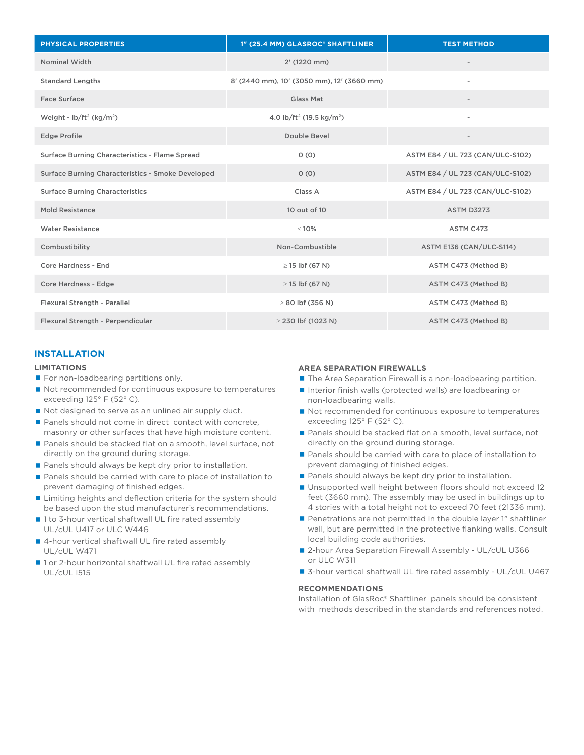| PHYSICAL PROPERTIES | 1" (25.4 MM) GLASROC® SHAFTLINER | TEST METHOD |
| --- | --- | --- |
| Nominal Width | 2' (1220 mm) | - |
| Standard Lengths | 8' (2440 mm), 10' (3050 mm), 12' (3660 mm) | - |
| Face Surface | Glass Mat | - |
| Weight - $lb/ft^2$ ($kg/m^2$) | 4.0 $lb/ft^2$ (19.5 $kg/m^2$) | - |
| Edge Profile | Double Bevel | - |
| Surface Burning Characteristics - Flame Spread | 0 (0) | ASTM E84 / UL 723 (CAN/ULC-S102) |
| Surface Burning Characteristics - Smoke Developed | 0 (0) | ASTM E84 / UL 723 (CAN/ULC-S102) |
| Surface Burning Characteristics | Class A | ASTM E84 / UL 723 (CAN/ULC-S102) |
| Mold Resistance | 10 out of 10 | ASTM D3273 |
| Water Resistance | ≤ 10% | ASTM C473 |
| Combustibility | Non-Combustible | ASTM E136 (CAN/ULC-S114) |
| Core Hardness - End | ≥ 15 lbf (67 N) | ASTM C473 (Method B) |
| Core Hardness - Edge | ≥ 15 lbf (67 N) | ASTM C473 (Method B) |
| Flexural Strength - Parallel | ≥ 80 lbf (356 N) | ASTM C473 (Method B) |
| Flexural Strength - Perpendicular | ≥ 230 lbf (1023 N) | ASTM C473 (Method B) |

## INSTALLATION

### LIMITATIONS

- For non-loadbearing partitions only.
- Not recommended for continuous exposure to temperatures exceeding 125° F (52° C).
- Not designed to serve as an unlined air supply duct.
- Panels should not come in direct contact with concrete, masonry or other surfaces that have high moisture content.
- Panels should be stacked flat on a smooth, level surface, not directly on the ground during storage.
- Panels should always be kept dry prior to installation.
- Panels should be carried with care to place of installation to prevent damaging of finished edges.
- Limiting heights and deflection criteria for the system should be based upon the stud manufacturer's recommendations.
- 1 to 3-hour vertical shaftwall UL fire rated assembly UL/cUL U417 or ULC W446
- 4-hour vertical shaftwall UL fire rated assembly UL/cUL W471
- 1 or 2-hour horizontal shaftwall UL fire rated assembly UL/cUL I515

### AREA SEPARATION FIREWALLS

- The Area Separation Firewall is a non-loadbearing partition.
- Interior finish walls (protected walls) are loadbearing or non-loadbearing walls.
- Not recommended for continuous exposure to temperatures exceeding 125° F (52° C).
- Panels should be stacked flat on a smooth, level surface, not directly on the ground during storage.
- Panels should be carried with care to place of installation to prevent damaging of finished edges.
- Panels should always be kept dry prior to installation.
- Unsupported wall height between floors should not exceed 12 feet (3660 mm). The assembly may be used in buildings up to 4 stories with a total height not to exceed 70 feet (21336 mm).
- Penetrations are not permitted in the double layer 1" shaftliner wall, but are permitted in the protective flanking walls. Consult local building code authorities.
- 2-hour Area Separation Firewall Assembly - UL/cUL U366 or ULC W311
- 3-hour vertical shaftwall UL fire rated assembly - UL/cUL U467

### RECOMMENDATIONS

Installation of GlasRoc® Shaftliner panels should be consistent with methods described in the standards and references noted.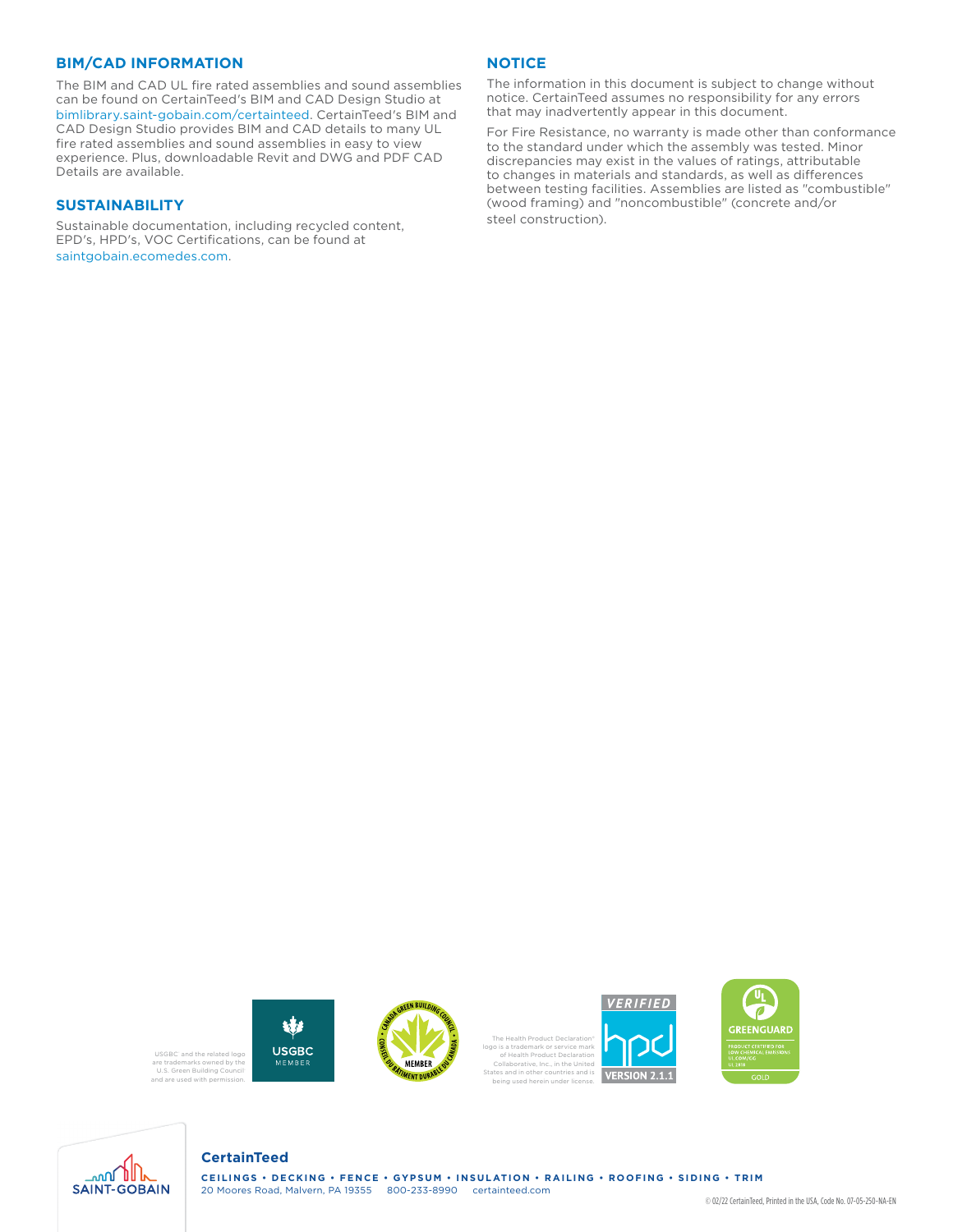## BIM/CAD INFORMATION

The BIM and CAD UL fire rated assemblies and sound assemblies can be found on CertainTeed's BIM and CAD Design Studio at bimlibrary.saint-gobain.com/certainteed. CertainTeed's BIM and CAD Design Studio provides BIM and CAD details to many UL fire rated assemblies and sound assemblies in easy to view experience. Plus, downloadable Revit and DWG and PDF CAD Details are available.

## SUSTAINABILITY

Sustainable documentation, including recycled content, EPD's, HPD's, VOC Certifications, can be found at saintgobain.ecomedes.com.

## NOTICE

The information in this document is subject to change without notice. CertainTeed assumes no responsibility for any errors that may inadvertently appear in this document.

For Fire Resistance, no warranty is made other than conformance to the standard under which the assembly was tested. Minor discrepancies may exist in the values of ratings, attributable to changes in materials and standards, as well as differences between testing facilities. Assemblies are listed as "combustible" (wood framing) and "noncombustible" (concrete and/or steel construction).

USGBC and the related logo are trademarks owned by the U.S. Green Building Council and are used with permission.

The Health Product Declaration® logo is a trademark or service mark of Health Product Declaration Collaborative, Inc., in the United States and in other countries and is being used herein under license.

**CertainTeed**

**CEILINGS • DECKING • FENCE • GYPSUM • INSULATION • RAILING • ROOFING • SIDING • TRIM**

20 Moores Road, Malvern, PA 19355 800-233-8990 certainteed.com

© 02/22 CertainTeed, Printed in the USA, Code No. 07-05-250-NA-EN